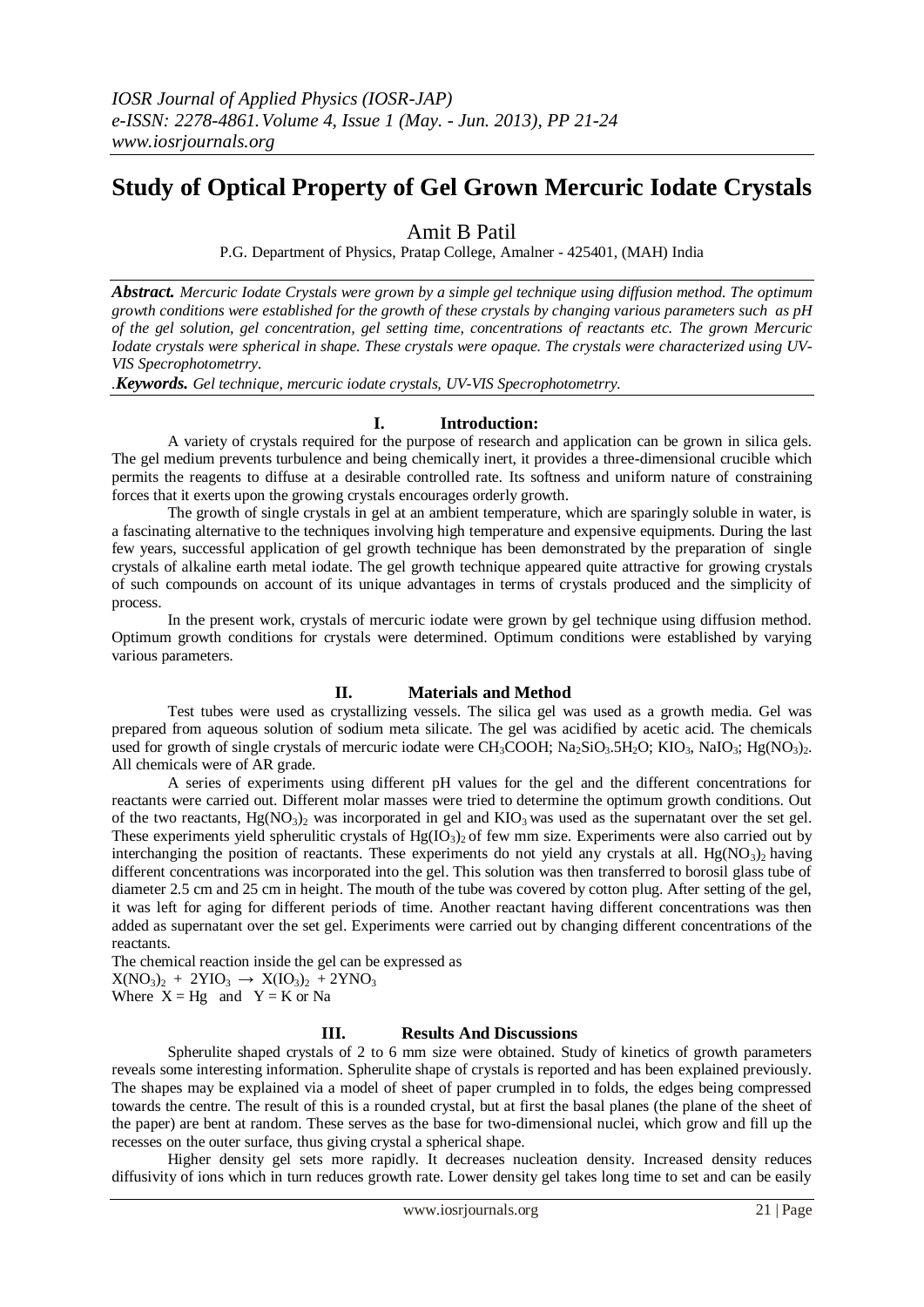*IOSR Journal of Applied Physics (IOSR-JAP)*
*e-ISSN: 2278-4861.Volume 4, Issue 1 (May. - Jun. 2013), PP 21-24*
*www.iosrjournals.org*

# Study of Optical Property of Gel Grown Mercuric Iodate Crystals

Amit B Patil

P.G. Department of Physics, Pratap College, Amalner - 425401, (MAH) India

***Abstract.*** *Mercuric Iodate Crystals were grown by a simple gel technique using diffusion method. The optimum growth conditions were established for the growth of these crystals by changing various parameters such as pH of the gel solution, gel concentration, gel setting time, concentrations of reactants etc. The grown Mercuric Iodate crystals were spherical in shape. These crystals were opaque. The crystals were characterized using UV-VIS Specrophotometrry.*

.***Keywords.*** *Gel technique, mercuric iodate crystals, UV-VIS Specrophotometrry.*

## I. Introduction:

A variety of crystals required for the purpose of research and application can be grown in silica gels. The gel medium prevents turbulence and being chemically inert, it provides a three-dimensional crucible which permits the reagents to diffuse at a desirable controlled rate. Its softness and uniform nature of constraining forces that it exerts upon the growing crystals encourages orderly growth.

The growth of single crystals in gel at an ambient temperature, which are sparingly soluble in water, is a fascinating alternative to the techniques involving high temperature and expensive equipments. During the last few years, successful application of gel growth technique has been demonstrated by the preparation of single crystals of alkaline earth metal iodate. The gel growth technique appeared quite attractive for growing crystals of such compounds on account of its unique advantages in terms of crystals produced and the simplicity of process.

In the present work, crystals of mercuric iodate were grown by gel technique using diffusion method. Optimum growth conditions for crystals were determined. Optimum conditions were established by varying various parameters.

## II. Materials and Method

Test tubes were used as crystallizing vessels. The silica gel was used as a growth media. Gel was prepared from aqueous solution of sodium meta silicate. The gel was acidified by acetic acid. The chemicals used for growth of single crystals of mercuric iodate were $CH_3COOH$; $Na_2SiO_3.5H_2O$; $KIO_3$, $NaIO_3$; $Hg(NO_3)_2$. All chemicals were of AR grade.

A series of experiments using different pH values for the gel and the different concentrations for reactants were carried out. Different molar masses were tried to determine the optimum growth conditions. Out of the two reactants, $Hg(NO_3)_2$ was incorporated in gel and $KIO_3$ was used as the supernatant over the set gel. These experiments yield spherulitic crystals of $Hg(IO_3)_2$ of few mm size. Experiments were also carried out by interchanging the position of reactants. These experiments do not yield any crystals at all. $Hg(NO_3)_2$ having different concentrations was incorporated into the gel. This solution was then transferred to borosil glass tube of diameter 2.5 cm and 25 cm in height. The mouth of the tube was covered by cotton plug. After setting of the gel, it was left for aging for different periods of time. Another reactant having different concentrations was then added as supernatant over the set gel. Experiments were carried out by changing different concentrations of the reactants.

The chemical reaction inside the gel can be expressed as

$X(NO_3)_2 + 2YIO_3 \rightarrow X(IO_3)_2 + 2YNO_3$

Where $X = Hg$ and $Y = K$ or $Na$

## III. Results And Discussions

Spherulite shaped crystals of 2 to 6 mm size were obtained. Study of kinetics of growth parameters reveals some interesting information. Spherulite shape of crystals is reported and has been explained previously. The shapes may be explained via a model of sheet of paper crumpled in to folds, the edges being compressed towards the centre. The result of this is a rounded crystal, but at first the basal planes (the plane of the sheet of the paper) are bent at random. These serves as the base for two-dimensional nuclei, which grow and fill up the recesses on the outer surface, thus giving crystal a spherical shape.

Higher density gel sets more rapidly. It decreases nucleation density. Increased density reduces diffusivity of ions which in turn reduces growth rate. Lower density gel takes long time to set and can be easily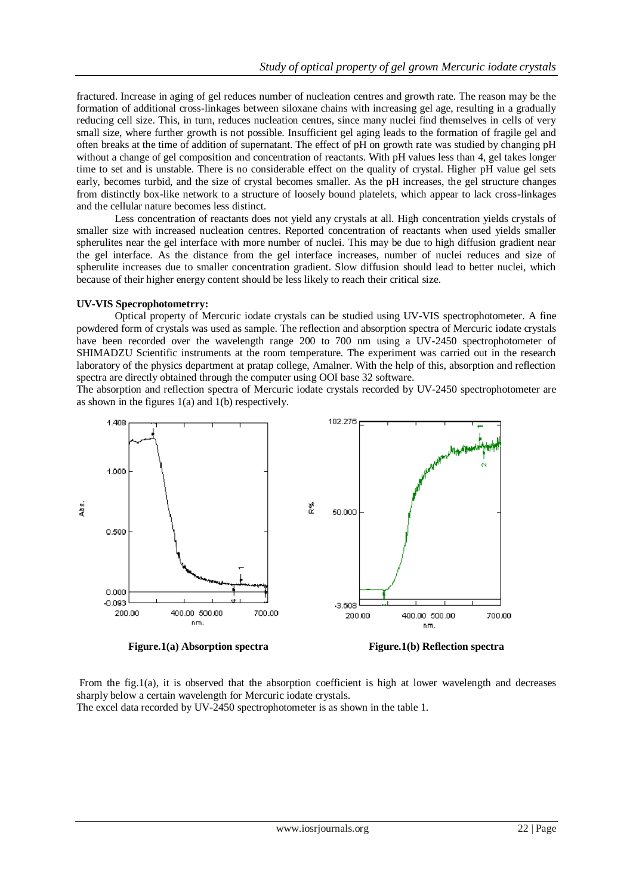fractured. Increase in aging of gel reduces number of nucleation centres and growth rate. The reason may be the formation of additional cross-linkages between siloxane chains with increasing gel age, resulting in a gradually reducing cell size. This, in turn, reduces nucleation centres, since many nuclei find themselves in cells of very small size, where further growth is not possible. Insufficient gel aging leads to the formation of fragile gel and often breaks at the time of addition of supernatant. The effect of pH on growth rate was studied by changing pH without a change of gel composition and concentration of reactants. With pH values less than 4, gel takes longer time to set and is unstable. There is no considerable effect on the quality of crystal. Higher pH value gel sets early, becomes turbid, and the size of crystal becomes smaller. As the pH increases, the gel structure changes from distinctly box-like network to a structure of loosely bound platelets, which appear to lack cross-linkages and the cellular nature becomes less distinct.

Less concentration of reactants does not yield any crystals at all. High concentration yields crystals of smaller size with increased nucleation centres. Reported concentration of reactants when used yields smaller spherulites near the gel interface with more number of nuclei. This may be due to high diffusion gradient near the gel interface. As the distance from the gel interface increases, number of nuclei reduces and size of spherulite increases due to smaller concentration gradient. Slow diffusion should lead to better nuclei, which because of their higher energy content should be less likely to reach their critical size.

**UV-VIS Spectrophotometrry:**

Optical property of Mercuric iodate crystals can be studied using UV-VIS spectrophotometer. A fine powdered form of crystals was used as sample. The reflection and absorption spectra of Mercuric iodate crystals have been recorded over the wavelength range 200 to 700 nm using a UV-2450 spectrophotometer of SHIMADZU Scientific instruments at the room temperature. The experiment was carried out in the research laboratory of the physics department at pratap college, Amalner. With the help of this, absorption and reflection spectra are directly obtained through the computer using OOI base 32 software.

The absorption and reflection spectra of Mercuric iodate crystals recorded by UV-2450 spectrophotometer are as shown in the figures 1(a) and 1(b) respectively.

**Figure.1(a) Absorption spectra** **Figure.1(b) Reflection spectra**

From the fig.1(a), it is observed that the absorption coefficient is high at lower wavelength and decreases sharply below a certain wavelength for Mercuric iodate crystals.

The excel data recorded by UV-2450 spectrophotometer is as shown in the table 1.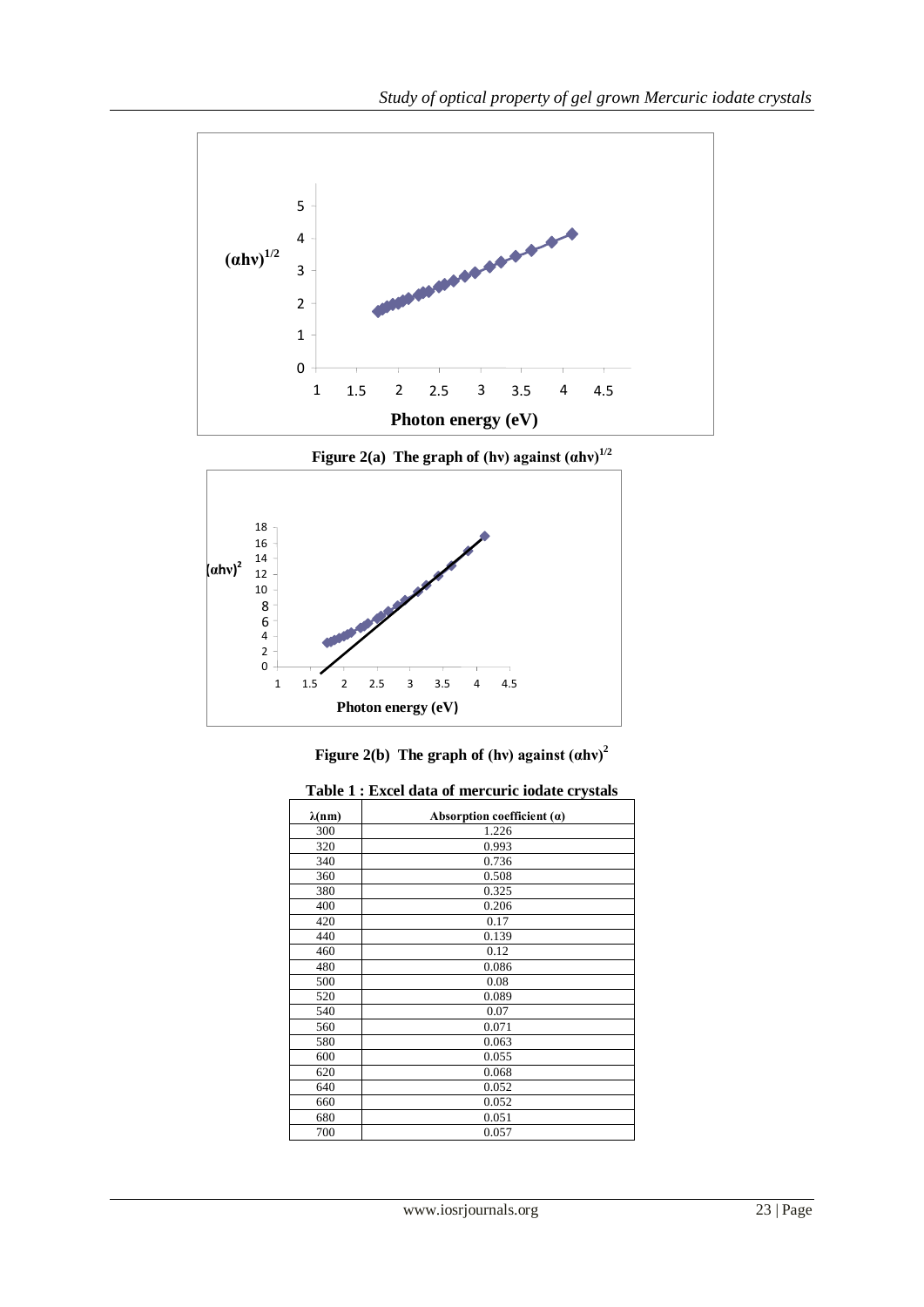Figure 2(a) The graph of (hν) against $(\alpha h\nu)^{1/2}$

Figure 2(b) The graph of (hν) against $(\alpha h\nu)^2$

**Table 1 : Excel data of mercuric iodate crystals**

| λ(nm) | Absorption coefficient (α) |
|---|---|
| 300 | 1.226 |
| 320 | 0.993 |
| 340 | 0.736 |
| 360 | 0.508 |
| 380 | 0.325 |
| 400 | 0.206 |
| 420 | 0.17 |
| 440 | 0.139 |
| 460 | 0.12 |
| 480 | 0.086 |
| 500 | 0.08 |
| 520 | 0.089 |
| 540 | 0.07 |
| 560 | 0.071 |
| 580 | 0.063 |
| 600 | 0.055 |
| 620 | 0.068 |
| 640 | 0.052 |
| 660 | 0.052 |
| 680 | 0.051 |
| 700 | 0.057 |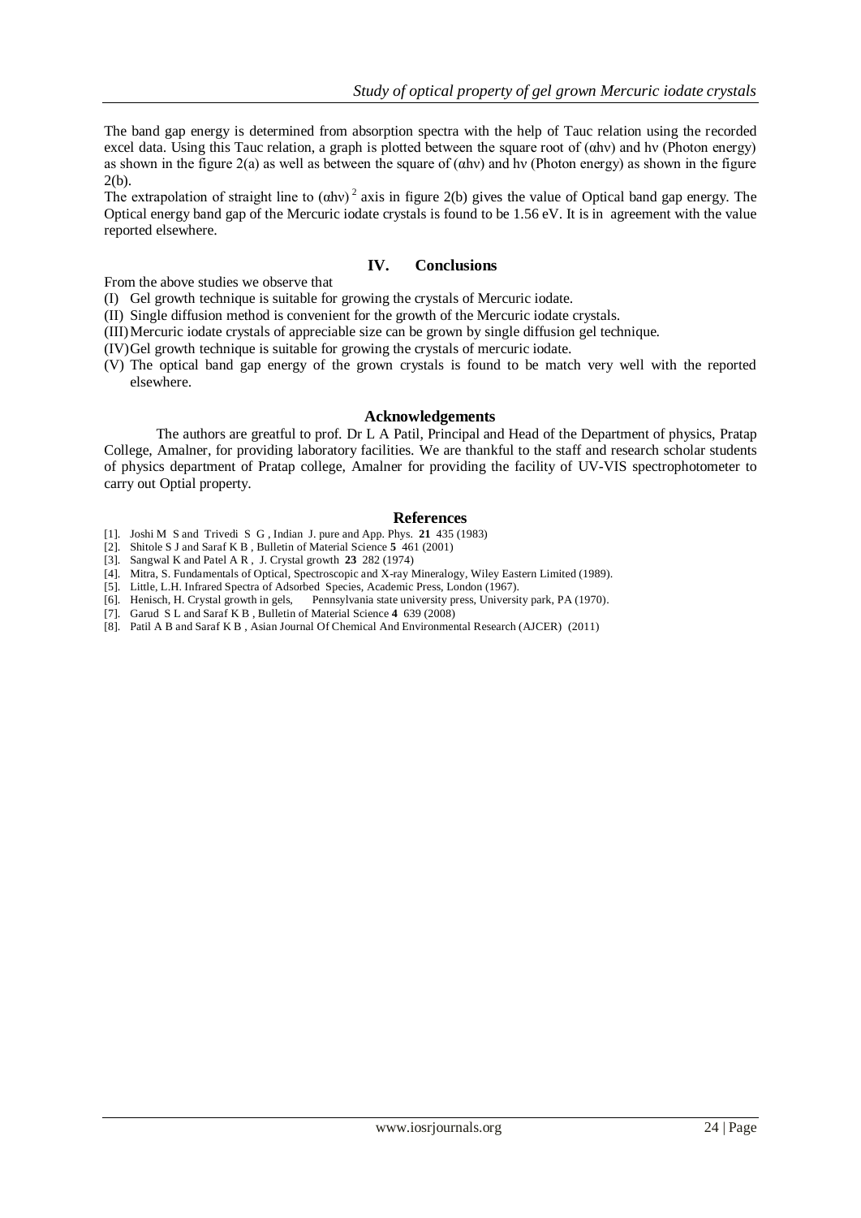The band gap energy is determined from absorption spectra with the help of Tauc relation using the recorded excel data. Using this Tauc relation, a graph is plotted between the square root of (αhν) and hν (Photon energy) as shown in the figure 2(a) as well as between the square of (αhν) and hν (Photon energy) as shown in the figure 2(b).

The extrapolation of straight line to $(\alpha h\nu)^2$ axis in figure 2(b) gives the value of Optical band gap energy. The Optical energy band gap of the Mercuric iodate crystals is found to be 1.56 eV. It is in agreement with the value reported elsewhere.

## IV. Conclusions

From the above studies we observe that

(I) Gel growth technique is suitable for growing the crystals of Mercuric iodate.

(II) Single diffusion method is convenient for the growth of the Mercuric iodate crystals.

(III) Mercuric iodate crystals of appreciable size can be grown by single diffusion gel technique.

(IV) Gel growth technique is suitable for growing the crystals of mercuric iodate.

(V) The optical band gap energy of the grown crystals is found to be match very well with the reported elsewhere.

## Acknowledgements

The authors are greatful to prof. Dr L A Patil, Principal and Head of the Department of physics, Pratap College, Amalner, for providing laboratory facilities. We are thankful to the staff and research scholar students of physics department of Pratap college, Amalner for providing the facility of UV-VIS spectrophotometer to carry out Optial property.

## References

[1]. Joshi M S and Trivedi S G , Indian J. pure and App. Phys. **21** 435 (1983)

[2]. Shitole S J and Saraf K B , Bulletin of Material Science **5** 461 (2001)

[3]. Sangwal K and Patel A R , J. Crystal growth **23** 282 (1974)

[4]. Mitra, S. Fundamentals of Optical, Spectroscopic and X-ray Mineralogy, Wiley Eastern Limited (1989).

[5]. Little, L.H. Infrared Spectra of Adsorbed Species, Academic Press, London (1967).

[6]. Henisch, H. Crystal growth in gels, Pennsylvania state university press, University park, PA (1970).

[7]. Garud S L and Saraf K B , Bulletin of Material Science **4** 639 (2008)

[8]. Patil A B and Saraf K B , Asian Journal Of Chemical And Environmental Research (AJCER) (2011)